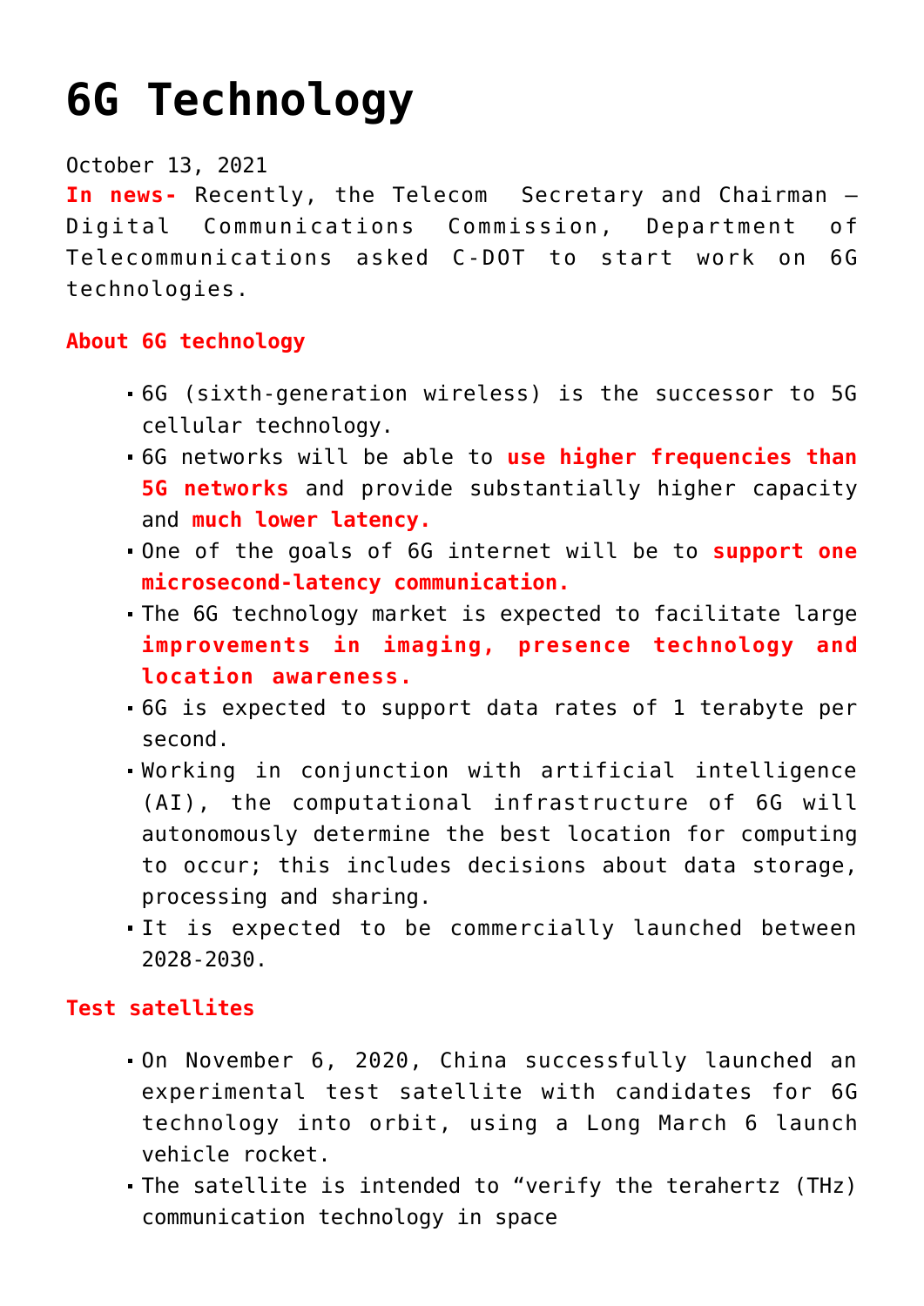# 6G Technology

October 13, 2021

**In news-** Recently, the Telecom Secretary and Chairman – Digital Communications Commission, Department of Telecommunications asked C-DOT to start work on 6G technologies.

**About 6G technology**

- 6G (sixth-generation wireless) is the successor to 5G cellular technology.
- 6G networks will be able to **use higher frequencies than 5G networks** and provide substantially higher capacity and **much lower latency.**
- One of the goals of 6G internet will be to **support one microsecond-latency communication.**
- The 6G technology market is expected to facilitate large **improvements in imaging, presence technology and location awareness.**
- 6G is expected to support data rates of 1 terabyte per second.
- Working in conjunction with artificial intelligence (AI), the computational infrastructure of 6G will autonomously determine the best location for computing to occur; this includes decisions about data storage, processing and sharing.
- It is expected to be commercially launched between 2028-2030.

**Test satellites**

- On November 6, 2020, China successfully launched an experimental test satellite with candidates for 6G technology into orbit, using a Long March 6 launch vehicle rocket.
- The satellite is intended to "verify the terahertz (THz) communication technology in space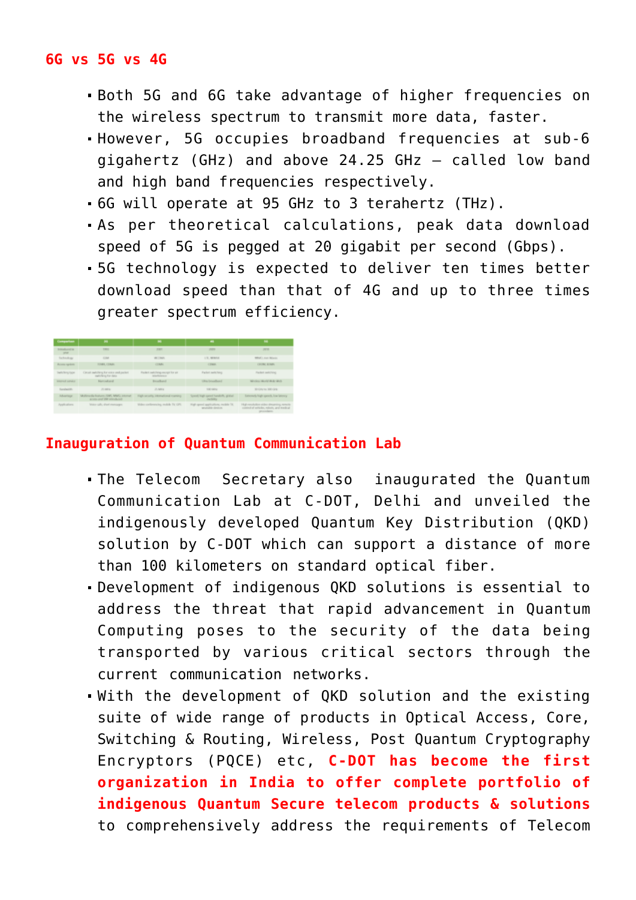## 6G vs 5G vs 4G

- Both 5G and 6G take advantage of higher frequencies on the wireless spectrum to transmit more data, faster.
- However, 5G occupies broadband frequencies at sub-6 gigahertz (GHz) and above 24.25 GHz — called low band and high band frequencies respectively.
- 6G will operate at 95 GHz to 3 terahertz (THz).
- As per theoretical calculations, peak data download speed of 5G is pegged at 20 gigabit per second (Gbps).
- 5G technology is expected to deliver ten times better download speed than that of 4G and up to three times greater spectrum efficiency.

## Inauguration of Quantum Communication Lab

- The Telecom Secretary also inaugurated the Quantum Communication Lab at C-DOT, Delhi and unveiled the indigenously developed Quantum Key Distribution (QKD) solution by C-DOT which can support a distance of more than 100 kilometers on standard optical fiber.
- Development of indigenous QKD solutions is essential to address the threat that rapid advancement in Quantum Computing poses to the security of the data being transported by various critical sectors through the current communication networks.
- With the development of QKD solution and the existing suite of wide range of products in Optical Access, Core, Switching & Routing, Wireless, Post Quantum Cryptography Encryptors (PQCE) etc, **C-DOT has become the first organization in India to offer complete portfolio of indigenous Quantum Secure telecom products & solutions** to comprehensively address the requirements of Telecom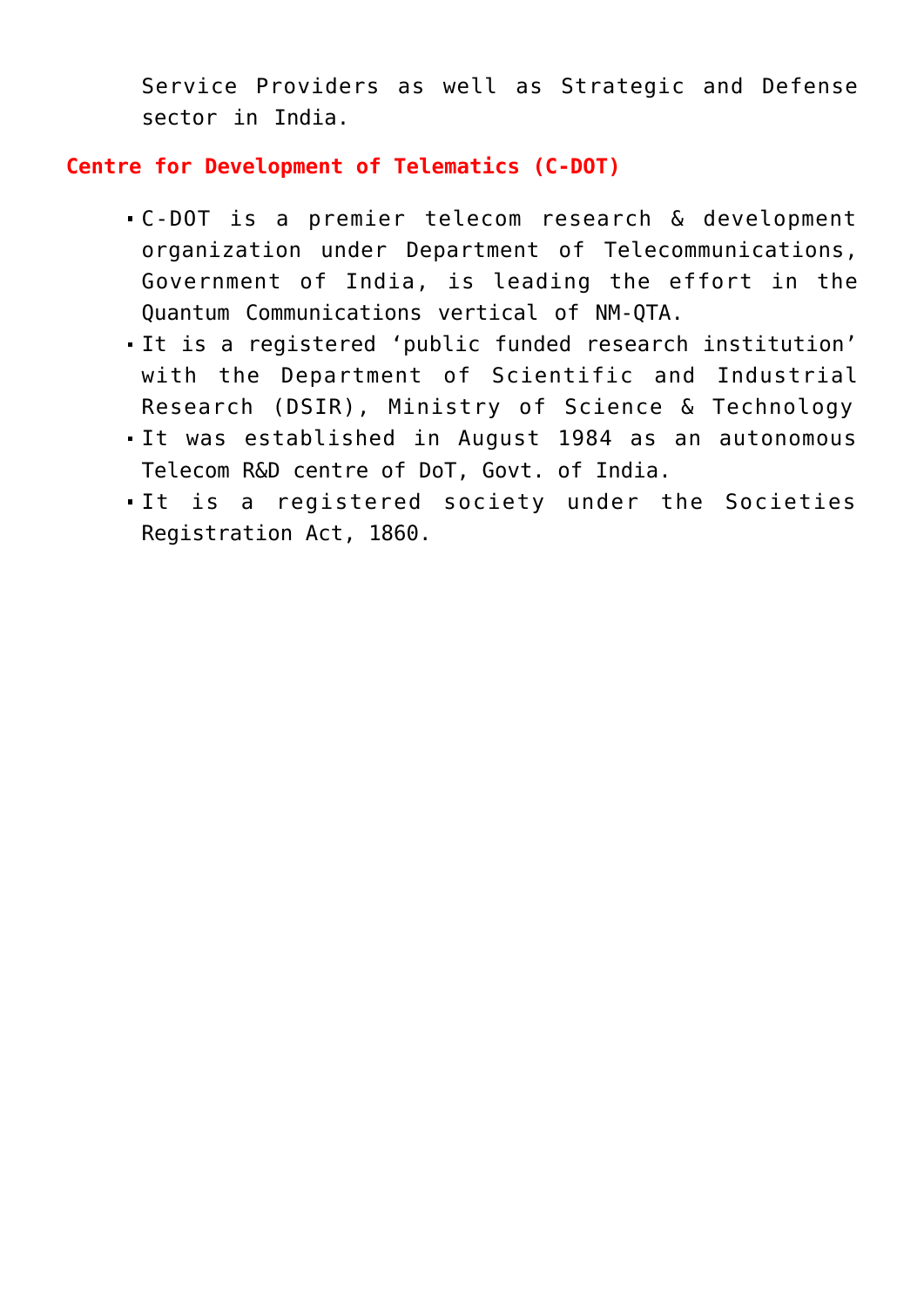Service Providers as well as Strategic and Defense sector in India.

## Centre for Development of Telematics (C-DOT)

- C-DOT is a premier telecom research & development organization under Department of Telecommunications, Government of India, is leading the effort in the Quantum Communications vertical of NM-QTA.
- It is a registered 'public funded research institution' with the Department of Scientific and Industrial Research (DSIR), Ministry of Science & Technology
- It was established in August 1984 as an autonomous Telecom R&D centre of DoT, Govt. of India.
- It is a registered society under the Societies Registration Act, 1860.